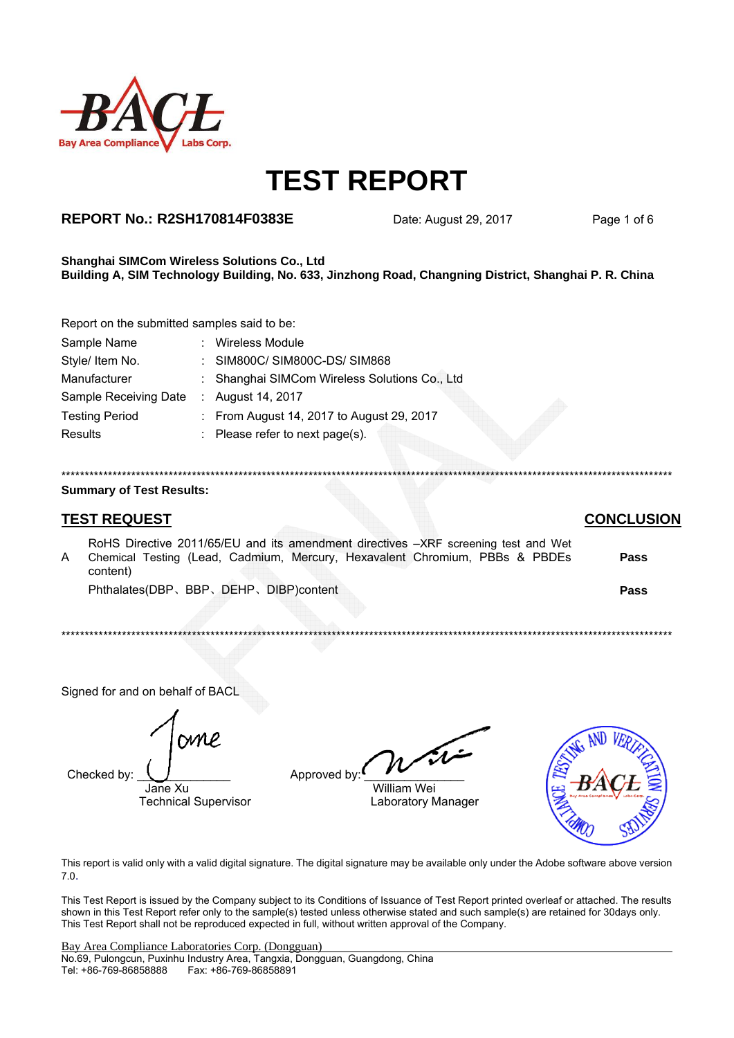# TEST REPORT

**REPORT No.: R2SH170814F0383E** Date: August 29, 2017

**Shanghai SIMCom Wireless Solutions Co., Ltd**
**Building A, SIM Technology Building, No. 633, Jinzhong Road, Changning District, Shanghai P. R. China**

Report on the submitted samples said to be:

| | | |
|---|---|---|
| Sample Name | : | Wireless Module |
| Style/ Item No. | : | SIM800C/ SIM800C-DS/ SIM868 |
| Manufacturer | : | Shanghai SIMCom Wireless Solutions Co., Ltd |
| Sample Receiving Date | : | August 14, 2017 |
| Testing Period | : | From August 14, 2017 to August 29, 2017 |
| Results | : | Please refer to next page(s). |

******************************************************************************************************************

**Summary of Test Results:**

| | TEST REQUEST | CONCLUSION |
|---|---|---|
| A | RoHS Directive 2011/65/EU and its amendment directives –XRF screening test and Wet Chemical Testing (Lead, Cadmium, Mercury, Hexavalent Chromium, PBBs & PBDEs content) | **Pass** |
| | Phthalates(DBP、BBP、DEHP、DIBP)content | **Pass** |

******************************************************************************************************************

Signed for and on behalf of BACL

Checked by: Jane Xu
Technical Supervisor

Approved by: William Wei
Laboratory Manager

This report is valid only with a valid digital signature. The digital signature may be available only under the Adobe software above version 7.0.

This Test Report is issued by the Company subject to its Conditions of Issuance of Test Report printed overleaf or attached. The results shown in this Test Report refer only to the sample(s) tested unless otherwise stated and such sample(s) are retained for 30days only. This Test Report shall not be reproduced expected in full, without written approval of the Company.

Bay Area Compliance Laboratories Corp. (Dongguan)
No.69, Pulongcun, Puxinhu Industry Area, Tangxia, Dongguan, Guangdong, China
Tel: +86-769-86858888 Fax: +86-769-86858891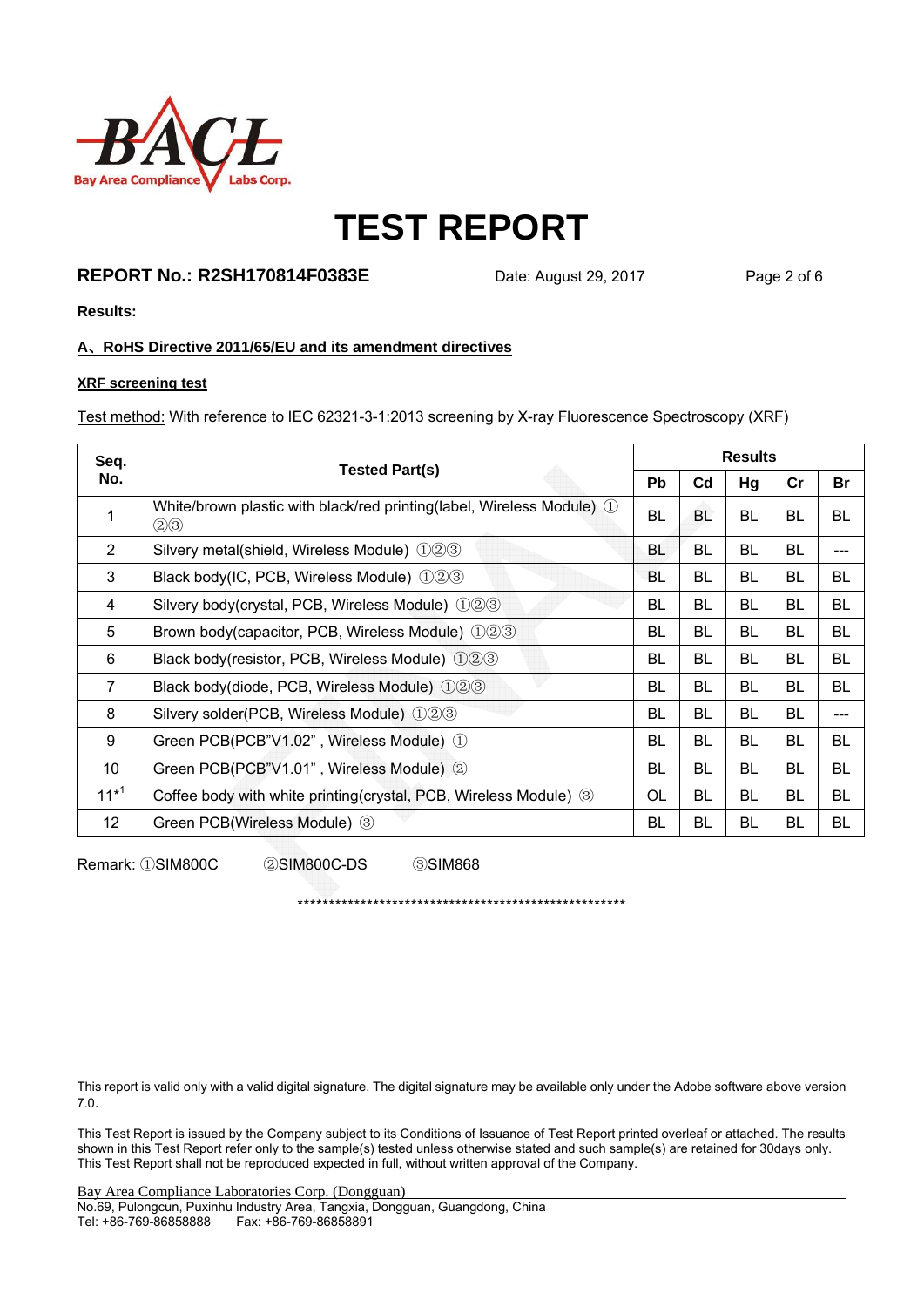# TEST REPORT

**REPORT No.: R2SH170814F0383E** Date: August 29, 2017

**Results:**

**A、RoHS Directive 2011/65/EU and its amendment directives**

**XRF screening test**

Test method: With reference to IEC 62321-3-1:2013 screening by X-ray Fluorescence Spectroscopy (XRF)

| Seq. No. | Tested Part(s) | Results | | | | |
|---|---|---|---|---|---|---|
| | | Pb | Cd | Hg | Cr | Br |
| 1 | White/brown plastic with black/red printing(label, Wireless Module) ①②③ | BL | BL | BL | BL | BL |
| 2 | Silvery metal(shield, Wireless Module) ①②③ | BL | BL | BL | BL | --- |
| 3 | Black body(IC, PCB, Wireless Module) ①②③ | BL | BL | BL | BL | BL |
| 4 | Silvery body(crystal, PCB, Wireless Module) ①②③ | BL | BL | BL | BL | BL |
| 5 | Brown body(capacitor, PCB, Wireless Module) ①②③ | BL | BL | BL | BL | BL |
| 6 | Black body(resistor, PCB, Wireless Module) ①②③ | BL | BL | BL | BL | BL |
| 7 | Black body(diode, PCB, Wireless Module) ①②③ | BL | BL | BL | BL | BL |
| 8 | Silvery solder(PCB, Wireless Module) ①②③ | BL | BL | BL | BL | --- |
| 9 | Green PCB(PCB"V1.02" , Wireless Module) ① | BL | BL | BL | BL | BL |
| 10 | Green PCB(PCB"V1.01" , Wireless Module) ② | BL | BL | BL | BL | BL |
| 11*[1] | Coffee body with white printing(crystal, PCB, Wireless Module) ③ | OL | BL | BL | BL | BL |
| 12 | Green PCB(Wireless Module) ③ | BL | BL | BL | BL | BL |

Remark: ①SIM800C ②SIM800C-DS ③SIM868

*******************************************************

This report is valid only with a valid digital signature. The digital signature may be available only under the Adobe software above version 7.0.

This Test Report is issued by the Company subject to its Conditions of Issuance of Test Report printed overleaf or attached. The results shown in this Test Report refer only to the sample(s) tested unless otherwise stated and such sample(s) are retained for 30days only. This Test Report shall not be reproduced expected in full, without written approval of the Company.

Bay Area Compliance Laboratories Corp. (Dongguan)
No.69, Pulongcun, Puxinhu Industry Area, Tangxia, Dongguan, Guangdong, China
Tel: +86-769-86858888 Fax: +86-769-86858891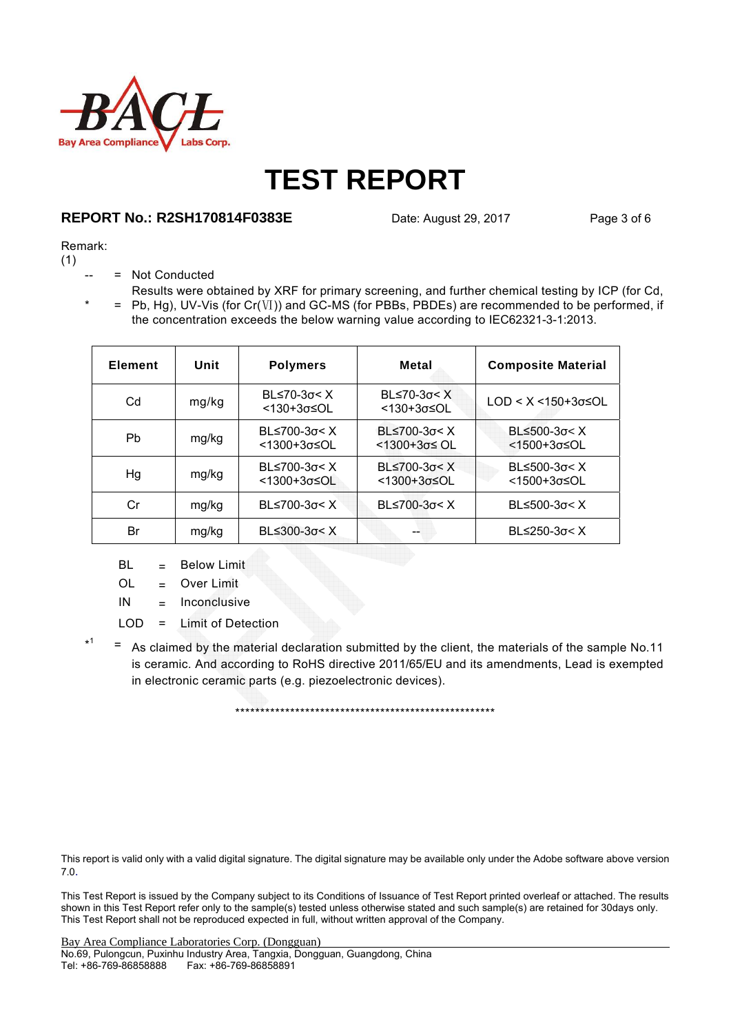# TEST REPORT

**REPORT No.: R2SH170814F0383E** Date: August 29, 2017

Remark:

(1)

-- = Not Conducted

\* = Results were obtained by XRF for primary screening, and further chemical testing by ICP (for Cd, Pb, Hg), UV-Vis (for Cr(Ⅵ)) and GC-MS (for PBBs, PBDEs) are recommended to be performed, if the concentration exceeds the below warning value according to IEC62321-3-1:2013.

| Element | Unit | Polymers | Metal | Composite Material |
|---|---|---|---|---|
| Cd | mg/kg | BL≤70-3σ< X <130+3σ≤OL | BL≤70-3σ< X <130+3σ≤OL | LOD < X <150+3σ≤OL |
| Pb | mg/kg | BL≤700-3σ< X <1300+3σ≤OL | BL≤700-3σ< X <1300+3σ≤ OL | BL≤500-3σ< X <1500+3σ≤OL |
| Hg | mg/kg | BL≤700-3σ< X <1300+3σ≤OL | BL≤700-3σ< X <1300+3σ≤OL | BL≤500-3σ< X <1500+3σ≤OL |
| Cr | mg/kg | BL≤700-3σ< X | BL≤700-3σ< X | BL≤500-3σ< X |
| Br | mg/kg | BL≤300-3σ< X | -- | BL≤250-3σ< X |

BL = Below Limit

OL = Over Limit

IN = Inconclusive

LOD = Limit of Detection

\*[1] = As claimed by the material declaration submitted by the client, the materials of the sample No.11 is ceramic. And according to RoHS directive 2011/65/EU and its amendments, Lead is exempted in electronic ceramic parts (e.g. piezoelectronic devices).

\*\*\*\*\*\*\*\*\*\*\*\*\*\*\*\*\*\*\*\*\*\*\*\*\*\*\*\*\*\*\*\*\*\*\*\*\*\*\*\*\*\*\*\*\*\*\*\*\*\*\*\*\*\*\*

This report is valid only with a valid digital signature. The digital signature may be available only under the Adobe software above version 7.0.

This Test Report is issued by the Company subject to its Conditions of Issuance of Test Report printed overleaf or attached. The results shown in this Test Report refer only to the sample(s) tested unless otherwise stated and such sample(s) are retained for 30days only. This Test Report shall not be reproduced expected in full, without written approval of the Company.

Bay Area Compliance Laboratories Corp. (Dongguan)
No.69, Pulongcun, Puxinhu Industry Area, Tangxia, Dongguan, Guangdong, China
Tel: +86-769-86858888 Fax: +86-769-86858891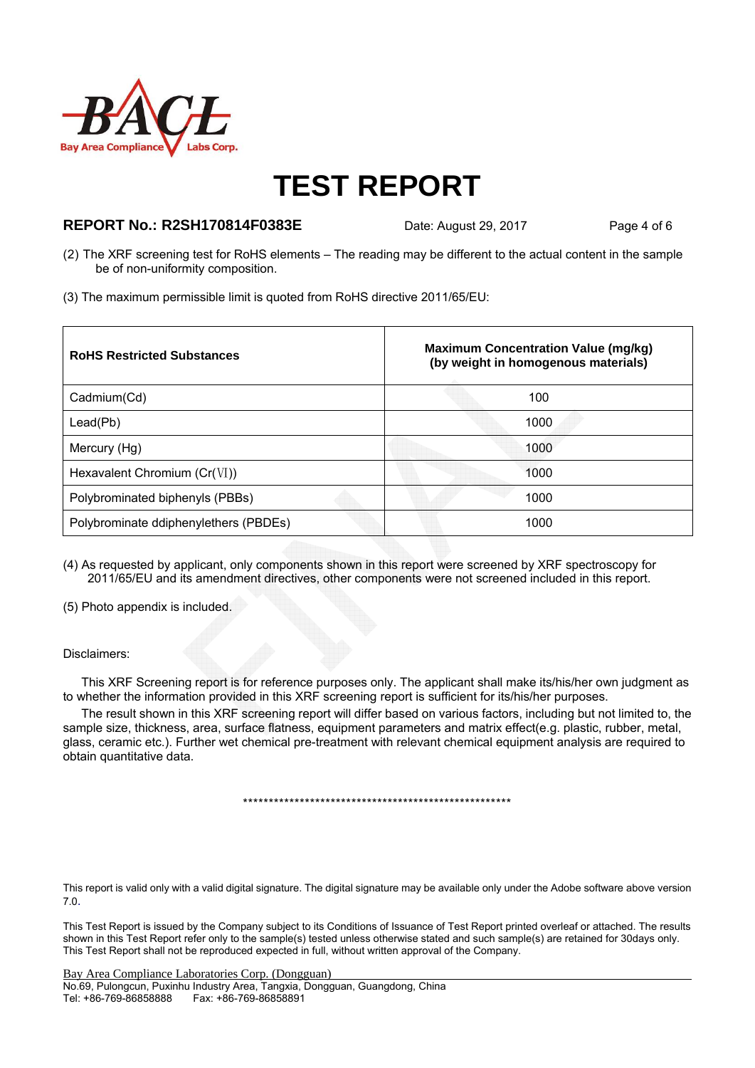# TEST REPORT

**REPORT No.: R2SH170814F0383E** Date: August 29, 2017

(2) The XRF screening test for RoHS elements – The reading may be different to the actual content in the sample be of non-uniformity composition.

(3) The maximum permissible limit is quoted from RoHS directive 2011/65/EU:

| **RoHS Restricted Substances** | **Maximum Concentration Value (mg/kg) (by weight in homogenous materials)** |
|---|---|
| Cadmium(Cd) | 100 |
| Lead(Pb) | 1000 |
| Mercury (Hg) | 1000 |
| Hexavalent Chromium (Cr(Ⅵ)) | 1000 |
| Polybrominated biphenyls (PBBs) | 1000 |
| Polybrominate ddiphenylethers (PBDEs) | 1000 |

(4) As requested by applicant, only components shown in this report were screened by XRF spectroscopy for 2011/65/EU and its amendment directives, other components were not screened included in this report.

(5) Photo appendix is included.

Disclaimers:

This XRF Screening report is for reference purposes only. The applicant shall make its/his/her own judgment as to whether the information provided in this XRF screening report is sufficient for its/his/her purposes.

The result shown in this XRF screening report will differ based on various factors, including but not limited to, the sample size, thickness, area, surface flatness, equipment parameters and matrix effect(e.g. plastic, rubber, metal, glass, ceramic etc.). Further wet chemical pre-treatment with relevant chemical equipment analysis are required to obtain quantitative data.

*****************************************************

This report is valid only with a valid digital signature. The digital signature may be available only under the Adobe software above version 7.0.

This Test Report is issued by the Company subject to its Conditions of Issuance of Test Report printed overleaf or attached. The results shown in this Test Report refer only to the sample(s) tested unless otherwise stated and such sample(s) are retained for 30days only. This Test Report shall not be reproduced expected in full, without written approval of the Company.

Bay Area Compliance Laboratories Corp. (Dongguan)
No.69, Pulongcun, Puxinhu Industry Area, Tangxia, Dongguan, Guangdong, China
Tel: +86-769-86858888 Fax: +86-769-86858891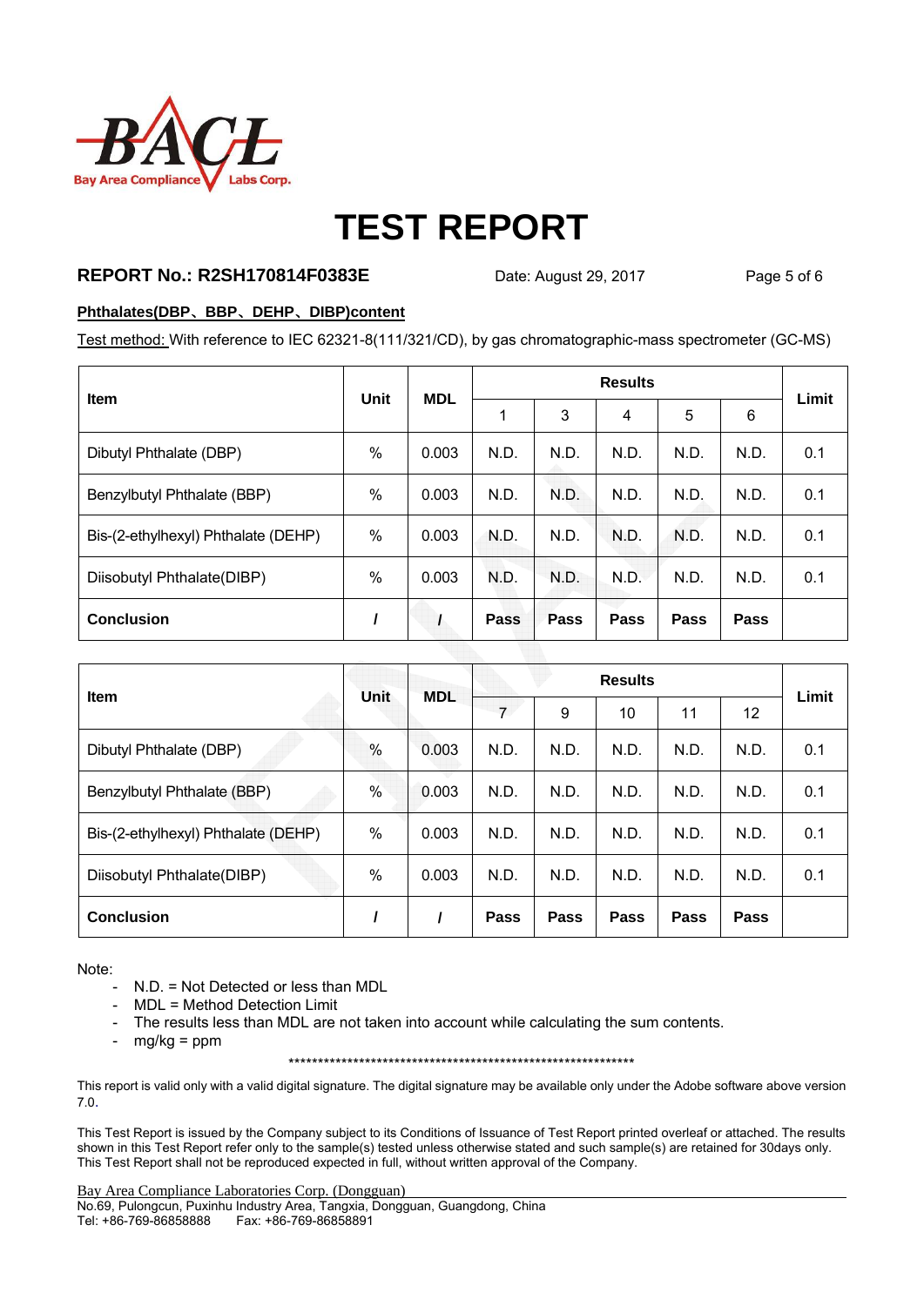# TEST REPORT

**REPORT No.: R2SH170814F0383E** Date: August 29, 2017

**Phthalates(DBP、BBP、DEHP、DIBP)content**

Test method: With reference to IEC 62321-8(111/321/CD), by gas chromatographic-mass spectrometer (GC-MS)

| Item | Unit | MDL | Results | | | | | Limit |
|---|---|---|---|---|---|---|---|---|
| | | | 1 | 3 | 4 | 5 | 6 | |
| Dibutyl Phthalate (DBP) | % | 0.003 | N.D. | N.D. | N.D. | N.D. | N.D. | 0.1 |
| Benzylbutyl Phthalate (BBP) | % | 0.003 | N.D. | N.D. | N.D. | N.D. | N.D. | 0.1 |
| Bis-(2-ethylhexyl) Phthalate (DEHP) | % | 0.003 | N.D. | N.D. | N.D. | N.D. | N.D. | 0.1 |
| Diisobutyl Phthalate(DIBP) | % | 0.003 | N.D. | N.D. | N.D. | N.D. | N.D. | 0.1 |
| **Conclusion** | **/** | **/** | **Pass** | **Pass** | **Pass** | **Pass** | **Pass** | |

| Item | Unit | MDL | Results | | | | | Limit |
|---|---|---|---|---|---|---|---|---|
| | | | 7 | 9 | 10 | 11 | 12 | |
| Dibutyl Phthalate (DBP) | % | 0.003 | N.D. | N.D. | N.D. | N.D. | N.D. | 0.1 |
| Benzylbutyl Phthalate (BBP) | % | 0.003 | N.D. | N.D. | N.D. | N.D. | N.D. | 0.1 |
| Bis-(2-ethylhexyl) Phthalate (DEHP) | % | 0.003 | N.D. | N.D. | N.D. | N.D. | N.D. | 0.1 |
| Diisobutyl Phthalate(DIBP) | % | 0.003 | N.D. | N.D. | N.D. | N.D. | N.D. | 0.1 |
| **Conclusion** | **/** | **/** | **Pass** | **Pass** | **Pass** | **Pass** | **Pass** | |

Note:

- N.D. = Not Detected or less than MDL
- MDL = Method Detection Limit
- The results less than MDL are not taken into account while calculating the sum contents.
- mg/kg = ppm

\***************************************************************

This report is valid only with a valid digital signature. The digital signature may be available only under the Adobe software above version 7.0.

This Test Report is issued by the Company subject to its Conditions of Issuance of Test Report printed overleaf or attached. The results shown in this Test Report refer only to the sample(s) tested unless otherwise stated and such sample(s) are retained for 30days only. This Test Report shall not be reproduced expected in full, without written approval of the Company.

Bay Area Compliance Laboratories Corp. (Dongguan)
No.69, Pulongcun, Puxinhu Industry Area, Tangxia, Dongguan, Guangdong, China
Tel: +86-769-86858888 Fax: +86-769-86858891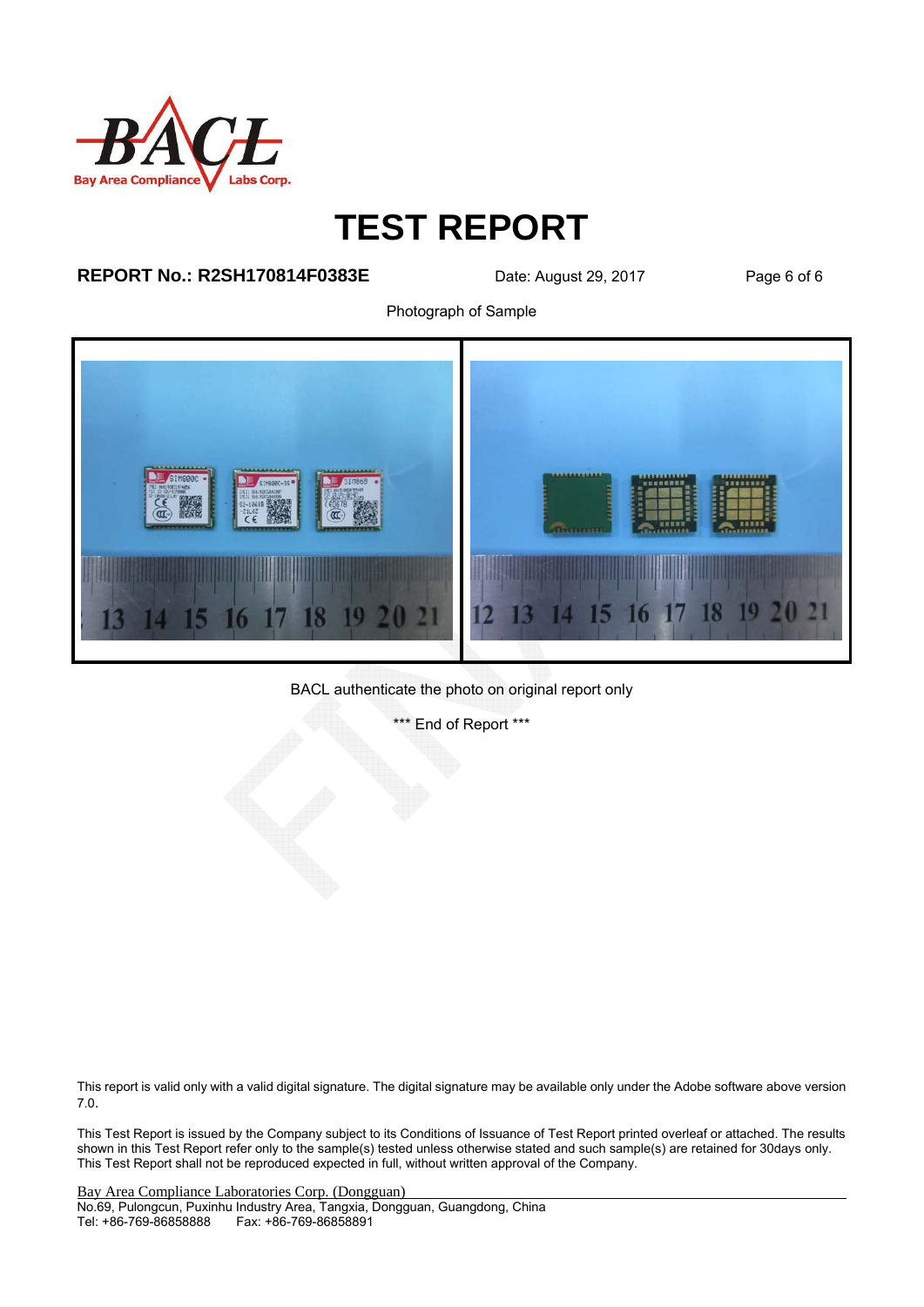# TEST REPORT

**REPORT No.: R2SH170814F0383E** Date: August 29, 2017

Photograph of Sample

BACL authenticate the photo on original report only

*** End of Report ***

This report is valid only with a valid digital signature. The digital signature may be available only under the Adobe software above version 7.0.

This Test Report is issued by the Company subject to its Conditions of Issuance of Test Report printed overleaf or attached. The results shown in this Test Report refer only to the sample(s) tested unless otherwise stated and such sample(s) are retained for 30days only. This Test Report shall not be reproduced expected in full, without written approval of the Company.

Bay Area Compliance Laboratories Corp. (Dongguan)
No.69, Pulongcun, Puxinhu Industry Area, Tangxia, Dongguan, Guangdong, China
Tel: +86-769-86858888 Fax: +86-769-86858891